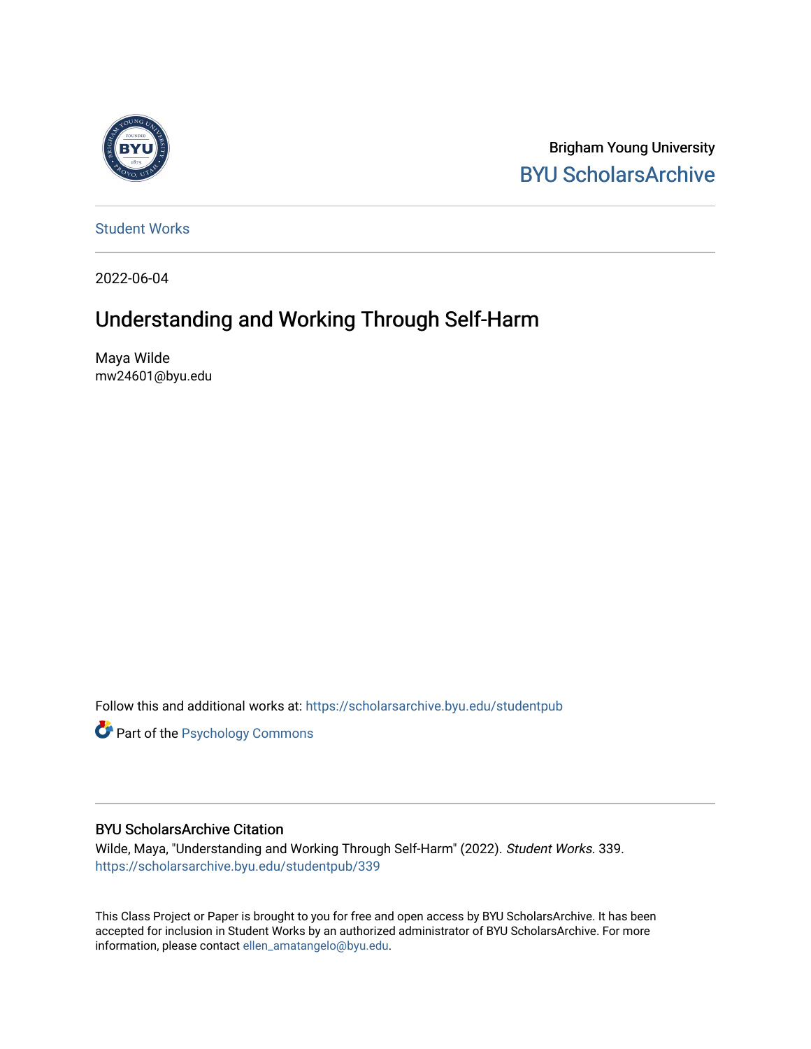Brigham Young University

BYU ScholarsArchive

Student Works

2022-06-04

# Understanding and Working Through Self-Harm

Maya Wilde
mw24601@byu.edu

Follow this and additional works at: https://scholarsarchive.byu.edu/studentpub

Part of the Psychology Commons

## BYU ScholarsArchive Citation

Wilde, Maya, "Understanding and Working Through Self-Harm" (2022). *Student Works*. 339.
https://scholarsarchive.byu.edu/studentpub/339

This Class Project or Paper is brought to you for free and open access by BYU ScholarsArchive. It has been accepted for inclusion in Student Works by an authorized administrator of BYU ScholarsArchive. For more information, please contact ellen_amatangelo@byu.edu.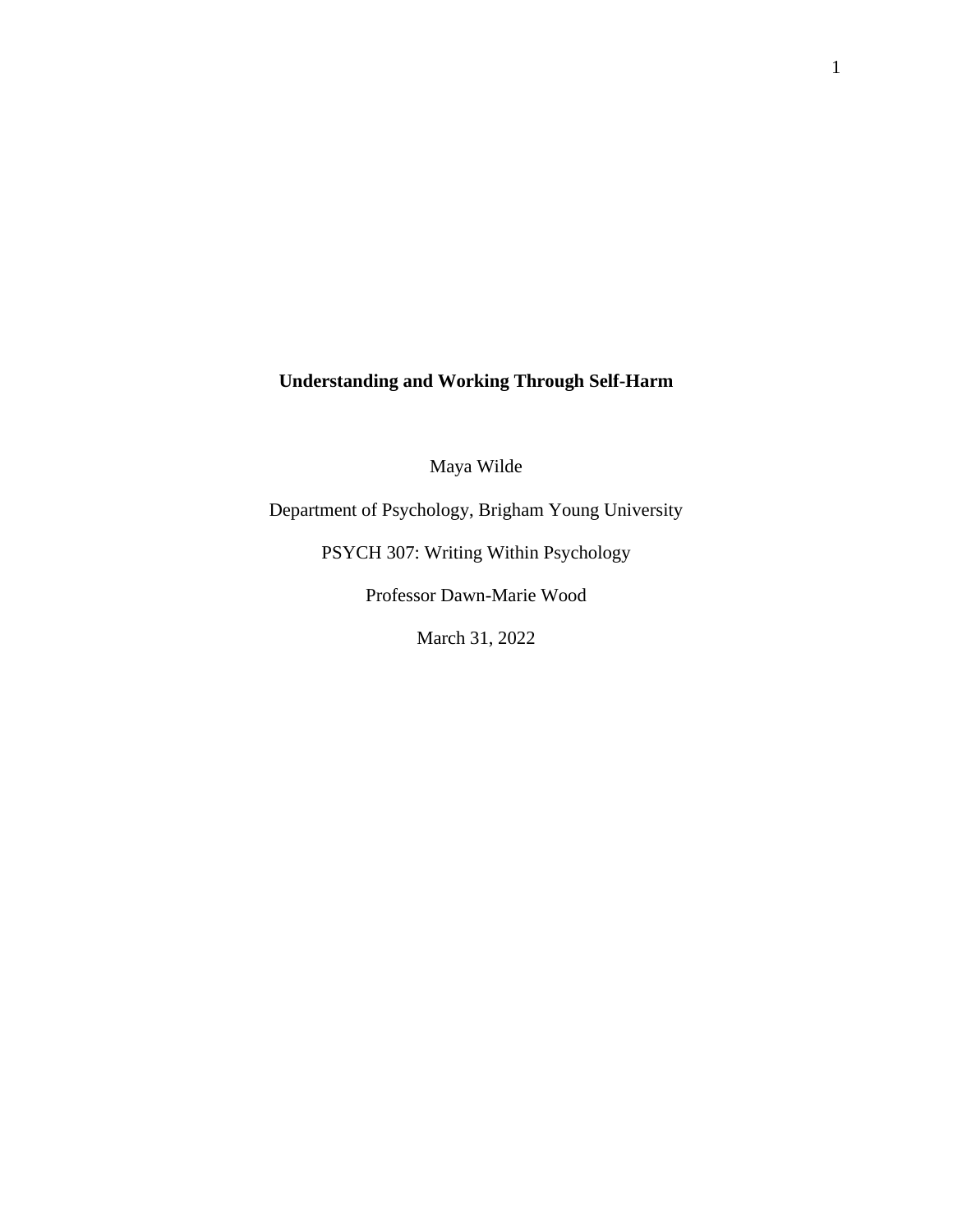**Understanding and Working Through Self-Harm**

Maya Wilde

Department of Psychology, Brigham Young University

PSYCH 307: Writing Within Psychology

Professor Dawn-Marie Wood

March 31, 2022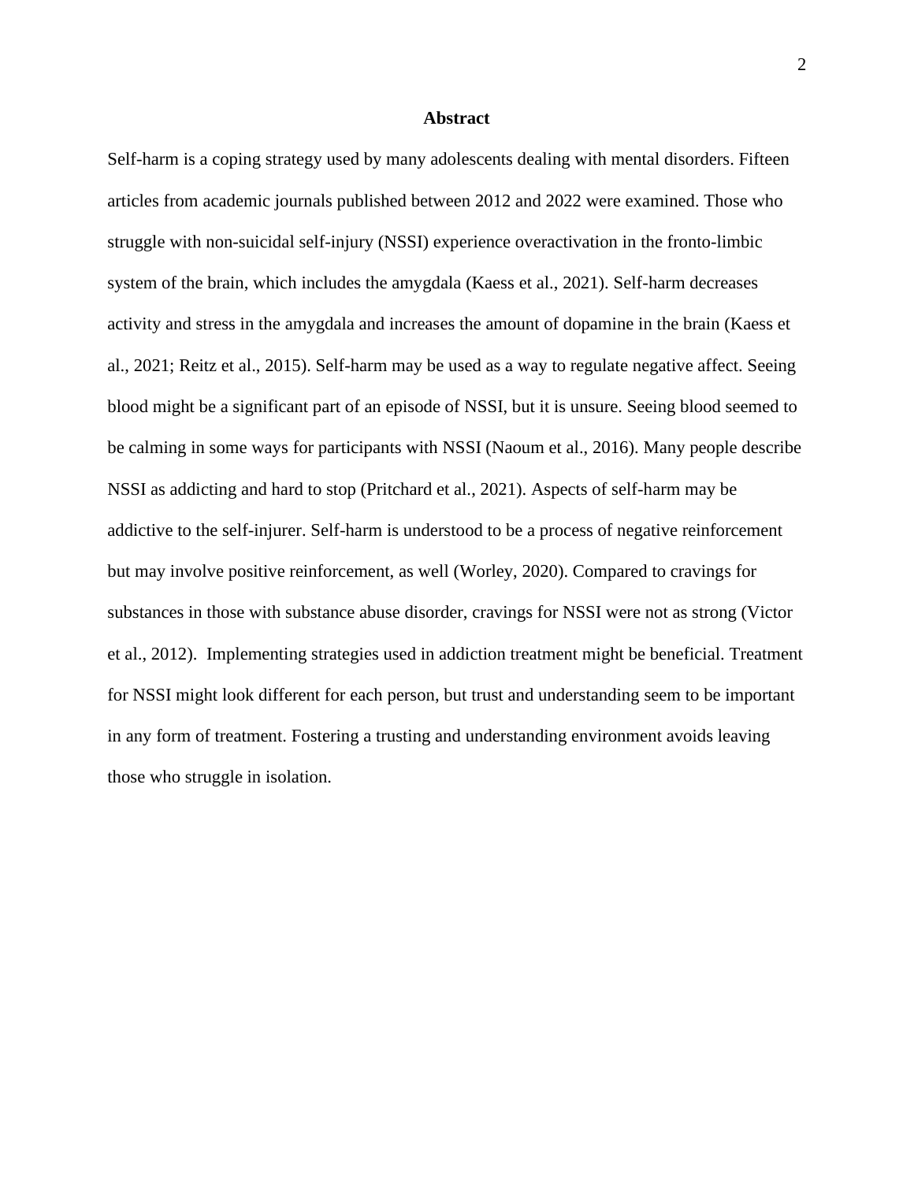## Abstract

Self-harm is a coping strategy used by many adolescents dealing with mental disorders. Fifteen articles from academic journals published between 2012 and 2022 were examined. Those who struggle with non-suicidal self-injury (NSSI) experience overactivation in the fronto-limbic system of the brain, which includes the amygdala (Kaess et al., 2021). Self-harm decreases activity and stress in the amygdala and increases the amount of dopamine in the brain (Kaess et al., 2021; Reitz et al., 2015). Self-harm may be used as a way to regulate negative affect. Seeing blood might be a significant part of an episode of NSSI, but it is unsure. Seeing blood seemed to be calming in some ways for participants with NSSI (Naoum et al., 2016). Many people describe NSSI as addicting and hard to stop (Pritchard et al., 2021). Aspects of self-harm may be addictive to the self-injurer. Self-harm is understood to be a process of negative reinforcement but may involve positive reinforcement, as well (Worley, 2020). Compared to cravings for substances in those with substance abuse disorder, cravings for NSSI were not as strong (Victor et al., 2012). Implementing strategies used in addiction treatment might be beneficial. Treatment for NSSI might look different for each person, but trust and understanding seem to be important in any form of treatment. Fostering a trusting and understanding environment avoids leaving those who struggle in isolation.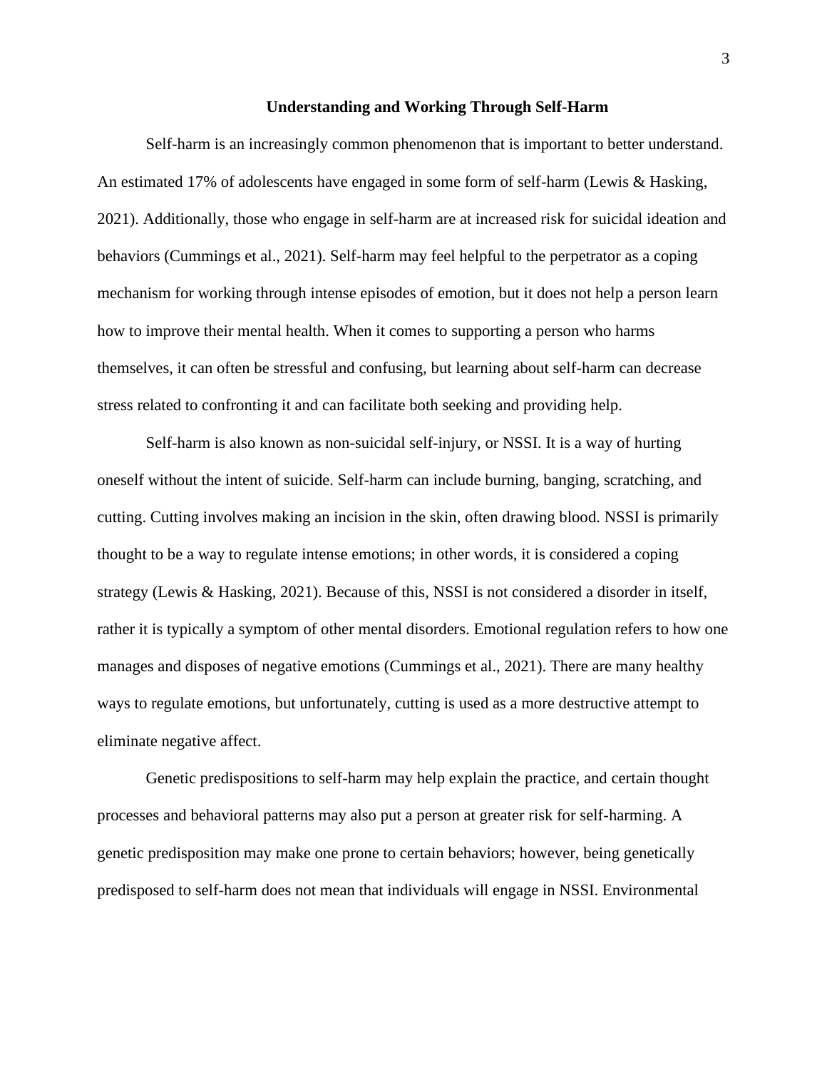## Understanding and Working Through Self-Harm

Self-harm is an increasingly common phenomenon that is important to better understand. An estimated 17% of adolescents have engaged in some form of self-harm (Lewis & Hasking, 2021). Additionally, those who engage in self-harm are at increased risk for suicidal ideation and behaviors (Cummings et al., 2021). Self-harm may feel helpful to the perpetrator as a coping mechanism for working through intense episodes of emotion, but it does not help a person learn how to improve their mental health. When it comes to supporting a person who harms themselves, it can often be stressful and confusing, but learning about self-harm can decrease stress related to confronting it and can facilitate both seeking and providing help.

Self-harm is also known as non-suicidal self-injury, or NSSI. It is a way of hurting oneself without the intent of suicide. Self-harm can include burning, banging, scratching, and cutting. Cutting involves making an incision in the skin, often drawing blood. NSSI is primarily thought to be a way to regulate intense emotions; in other words, it is considered a coping strategy (Lewis & Hasking, 2021). Because of this, NSSI is not considered a disorder in itself, rather it is typically a symptom of other mental disorders. Emotional regulation refers to how one manages and disposes of negative emotions (Cummings et al., 2021). There are many healthy ways to regulate emotions, but unfortunately, cutting is used as a more destructive attempt to eliminate negative affect.

Genetic predispositions to self-harm may help explain the practice, and certain thought processes and behavioral patterns may also put a person at greater risk for self-harming. A genetic predisposition may make one prone to certain behaviors; however, being genetically predisposed to self-harm does not mean that individuals will engage in NSSI. Environmental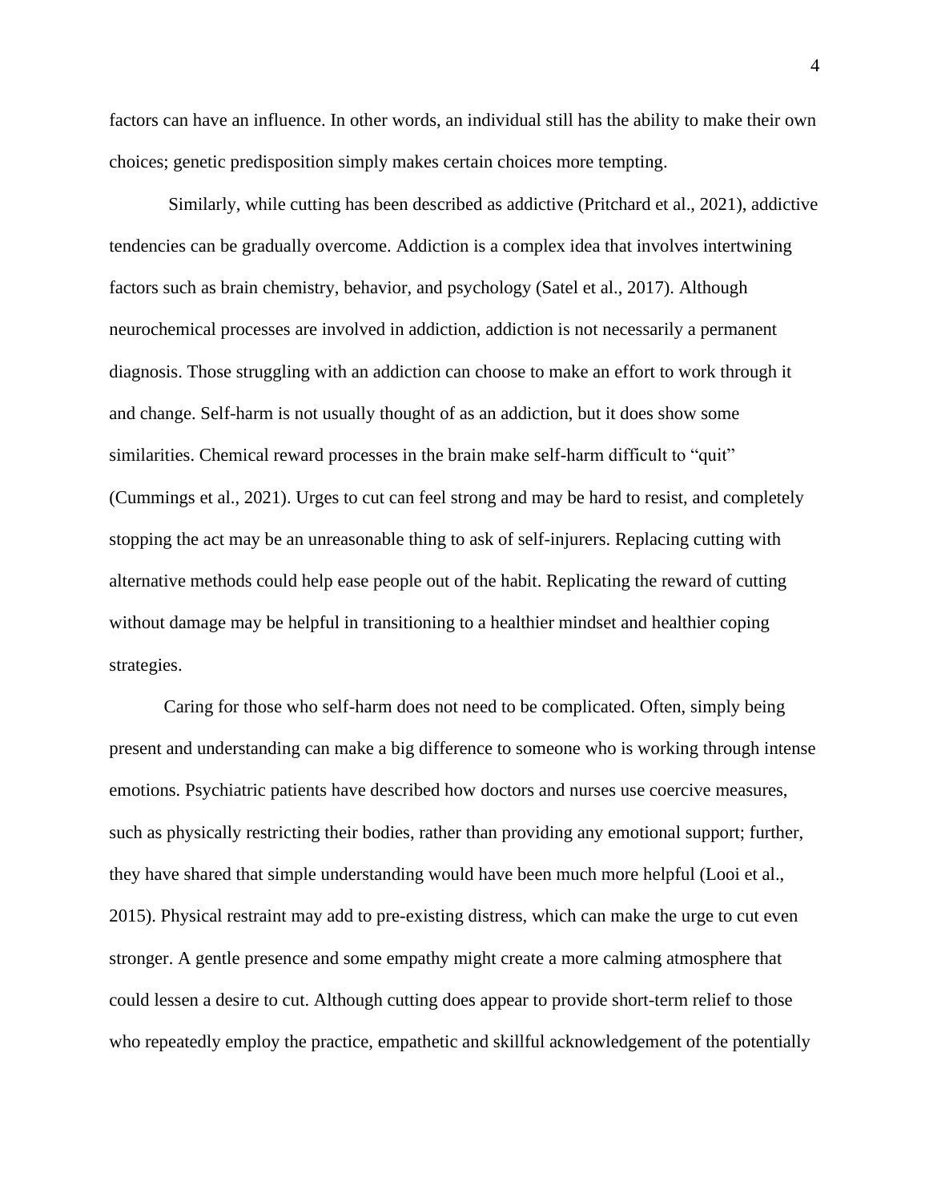factors can have an influence. In other words, an individual still has the ability to make their own choices; genetic predisposition simply makes certain choices more tempting.

Similarly, while cutting has been described as addictive (Pritchard et al., 2021), addictive tendencies can be gradually overcome. Addiction is a complex idea that involves intertwining factors such as brain chemistry, behavior, and psychology (Satel et al., 2017). Although neurochemical processes are involved in addiction, addiction is not necessarily a permanent diagnosis. Those struggling with an addiction can choose to make an effort to work through it and change. Self-harm is not usually thought of as an addiction, but it does show some similarities. Chemical reward processes in the brain make self-harm difficult to "quit" (Cummings et al., 2021). Urges to cut can feel strong and may be hard to resist, and completely stopping the act may be an unreasonable thing to ask of self-injurers. Replacing cutting with alternative methods could help ease people out of the habit. Replicating the reward of cutting without damage may be helpful in transitioning to a healthier mindset and healthier coping strategies.

Caring for those who self-harm does not need to be complicated. Often, simply being present and understanding can make a big difference to someone who is working through intense emotions. Psychiatric patients have described how doctors and nurses use coercive measures, such as physically restricting their bodies, rather than providing any emotional support; further, they have shared that simple understanding would have been much more helpful (Looi et al., 2015). Physical restraint may add to pre-existing distress, which can make the urge to cut even stronger. A gentle presence and some empathy might create a more calming atmosphere that could lessen a desire to cut. Although cutting does appear to provide short-term relief to those who repeatedly employ the practice, empathetic and skillful acknowledgement of the potentially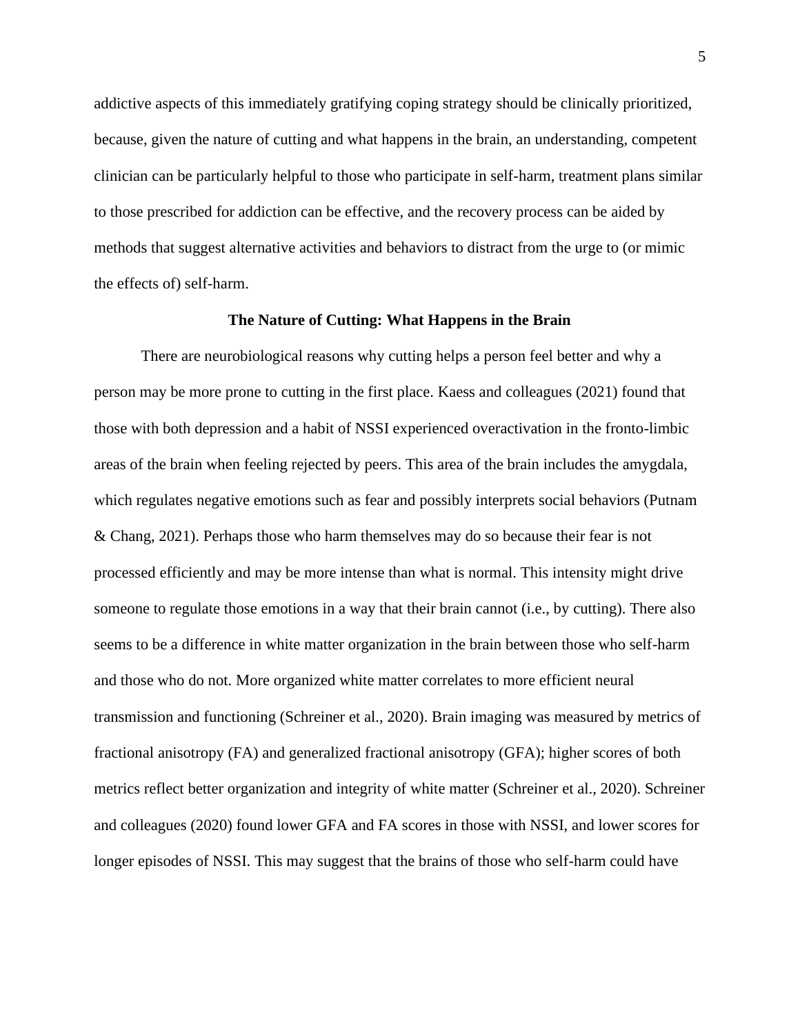addictive aspects of this immediately gratifying coping strategy should be clinically prioritized, because, given the nature of cutting and what happens in the brain, an understanding, competent clinician can be particularly helpful to those who participate in self-harm, treatment plans similar to those prescribed for addiction can be effective, and the recovery process can be aided by methods that suggest alternative activities and behaviors to distract from the urge to (or mimic the effects of) self-harm.

## The Nature of Cutting: What Happens in the Brain

There are neurobiological reasons why cutting helps a person feel better and why a person may be more prone to cutting in the first place. Kaess and colleagues (2021) found that those with both depression and a habit of NSSI experienced overactivation in the fronto-limbic areas of the brain when feeling rejected by peers. This area of the brain includes the amygdala, which regulates negative emotions such as fear and possibly interprets social behaviors (Putnam & Chang, 2021). Perhaps those who harm themselves may do so because their fear is not processed efficiently and may be more intense than what is normal. This intensity might drive someone to regulate those emotions in a way that their brain cannot (i.e., by cutting). There also seems to be a difference in white matter organization in the brain between those who self-harm and those who do not. More organized white matter correlates to more efficient neural transmission and functioning (Schreiner et al., 2020). Brain imaging was measured by metrics of fractional anisotropy (FA) and generalized fractional anisotropy (GFA); higher scores of both metrics reflect better organization and integrity of white matter (Schreiner et al., 2020). Schreiner and colleagues (2020) found lower GFA and FA scores in those with NSSI, and lower scores for longer episodes of NSSI. This may suggest that the brains of those who self-harm could have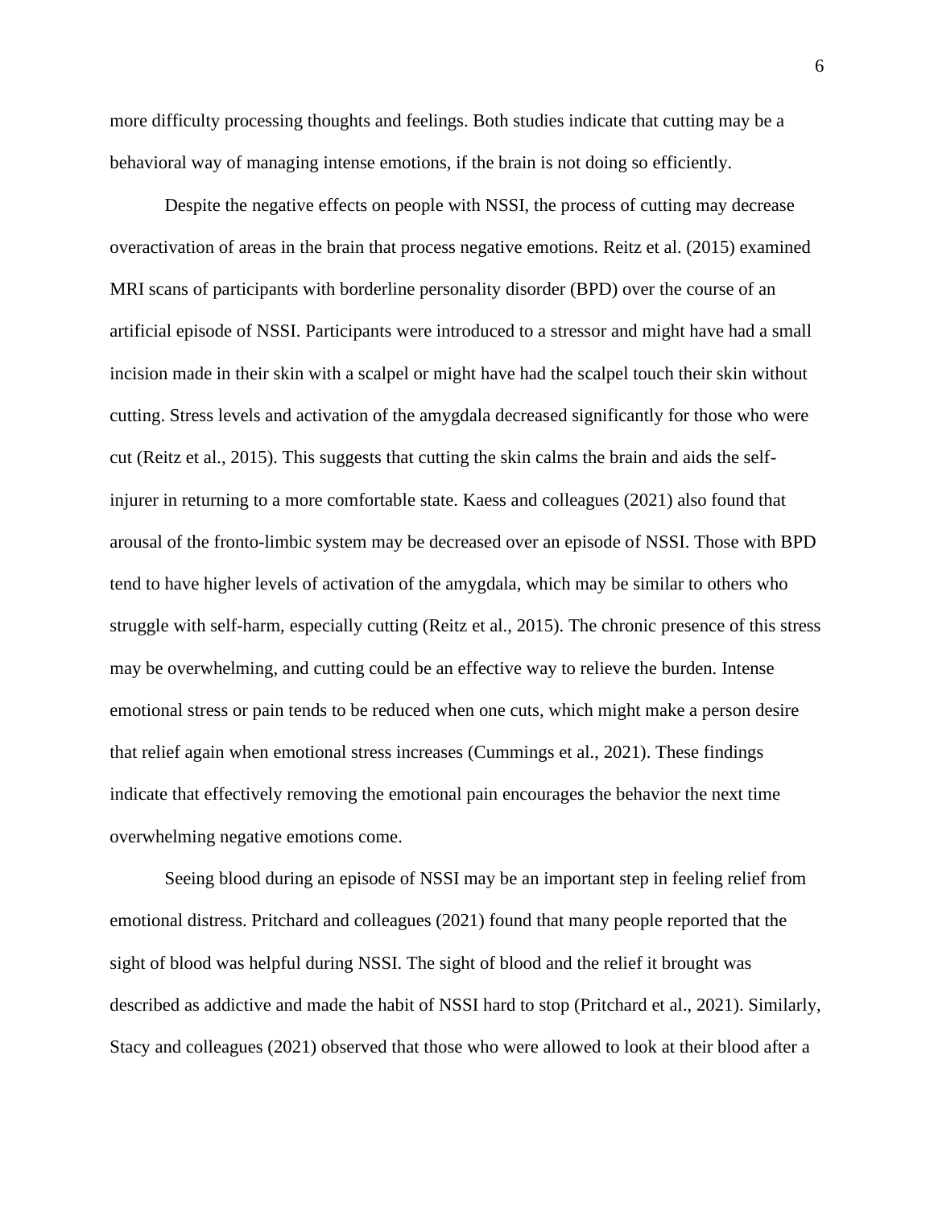more difficulty processing thoughts and feelings. Both studies indicate that cutting may be a behavioral way of managing intense emotions, if the brain is not doing so efficiently.

Despite the negative effects on people with NSSI, the process of cutting may decrease overactivation of areas in the brain that process negative emotions. Reitz et al. (2015) examined MRI scans of participants with borderline personality disorder (BPD) over the course of an artificial episode of NSSI. Participants were introduced to a stressor and might have had a small incision made in their skin with a scalpel or might have had the scalpel touch their skin without cutting. Stress levels and activation of the amygdala decreased significantly for those who were cut (Reitz et al., 2015). This suggests that cutting the skin calms the brain and aids the self-injurer in returning to a more comfortable state. Kaess and colleagues (2021) also found that arousal of the fronto-limbic system may be decreased over an episode of NSSI. Those with BPD tend to have higher levels of activation of the amygdala, which may be similar to others who struggle with self-harm, especially cutting (Reitz et al., 2015). The chronic presence of this stress may be overwhelming, and cutting could be an effective way to relieve the burden. Intense emotional stress or pain tends to be reduced when one cuts, which might make a person desire that relief again when emotional stress increases (Cummings et al., 2021). These findings indicate that effectively removing the emotional pain encourages the behavior the next time overwhelming negative emotions come.

Seeing blood during an episode of NSSI may be an important step in feeling relief from emotional distress. Pritchard and colleagues (2021) found that many people reported that the sight of blood was helpful during NSSI. The sight of blood and the relief it brought was described as addictive and made the habit of NSSI hard to stop (Pritchard et al., 2021). Similarly, Stacy and colleagues (2021) observed that those who were allowed to look at their blood after a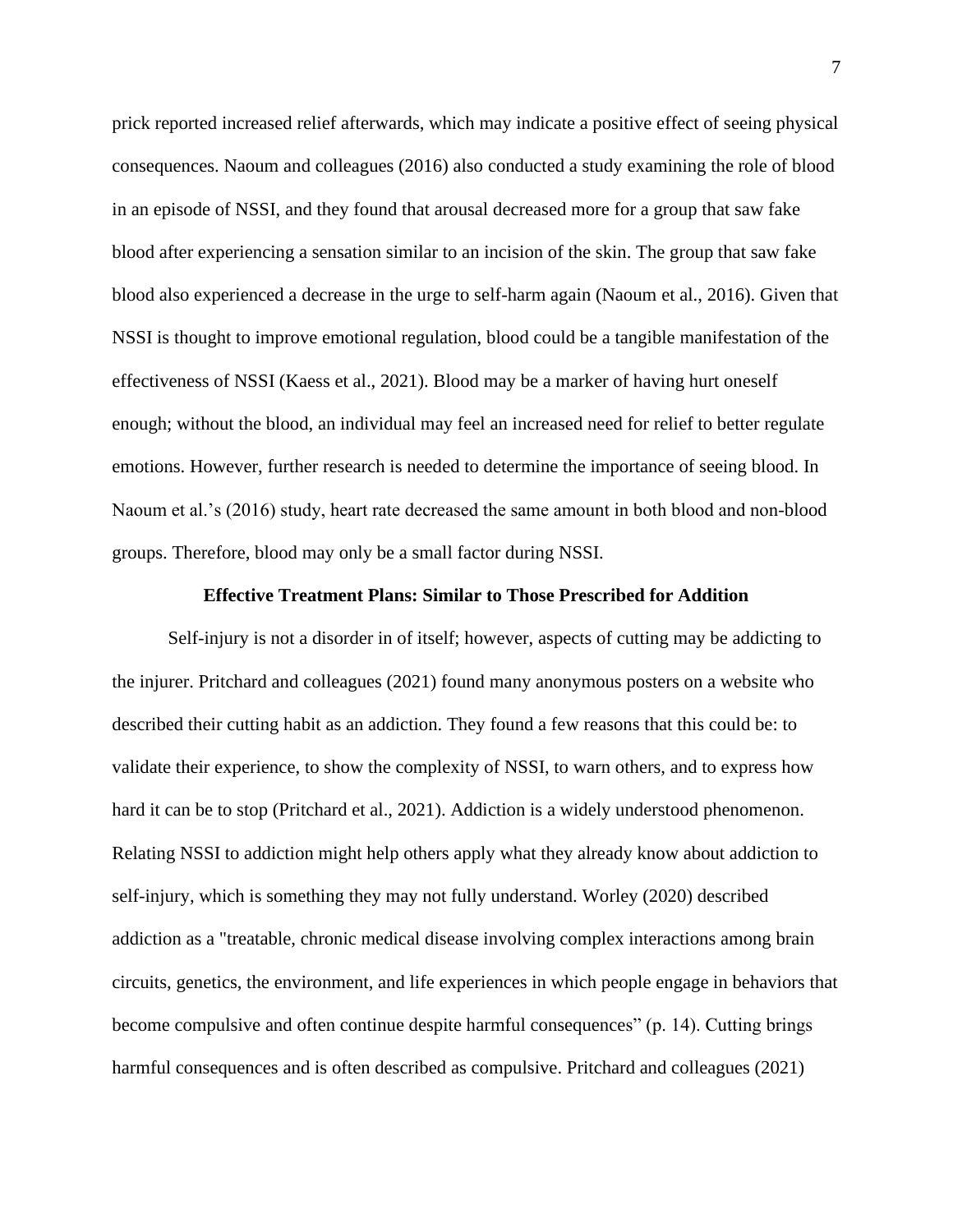prick reported increased relief afterwards, which may indicate a positive effect of seeing physical consequences. Naoum and colleagues (2016) also conducted a study examining the role of blood in an episode of NSSI, and they found that arousal decreased more for a group that saw fake blood after experiencing a sensation similar to an incision of the skin. The group that saw fake blood also experienced a decrease in the urge to self-harm again (Naoum et al., 2016). Given that NSSI is thought to improve emotional regulation, blood could be a tangible manifestation of the effectiveness of NSSI (Kaess et al., 2021). Blood may be a marker of having hurt oneself enough; without the blood, an individual may feel an increased need for relief to better regulate emotions. However, further research is needed to determine the importance of seeing blood. In Naoum et al.'s (2016) study, heart rate decreased the same amount in both blood and non-blood groups. Therefore, blood may only be a small factor during NSSI.

## Effective Treatment Plans: Similar to Those Prescribed for Addition

Self-injury is not a disorder in of itself; however, aspects of cutting may be addicting to the injurer. Pritchard and colleagues (2021) found many anonymous posters on a website who described their cutting habit as an addiction. They found a few reasons that this could be: to validate their experience, to show the complexity of NSSI, to warn others, and to express how hard it can be to stop (Pritchard et al., 2021). Addiction is a widely understood phenomenon. Relating NSSI to addiction might help others apply what they already know about addiction to self-injury, which is something they may not fully understand. Worley (2020) described addiction as a "treatable, chronic medical disease involving complex interactions among brain circuits, genetics, the environment, and life experiences in which people engage in behaviors that become compulsive and often continue despite harmful consequences" (p. 14). Cutting brings harmful consequences and is often described as compulsive. Pritchard and colleagues (2021)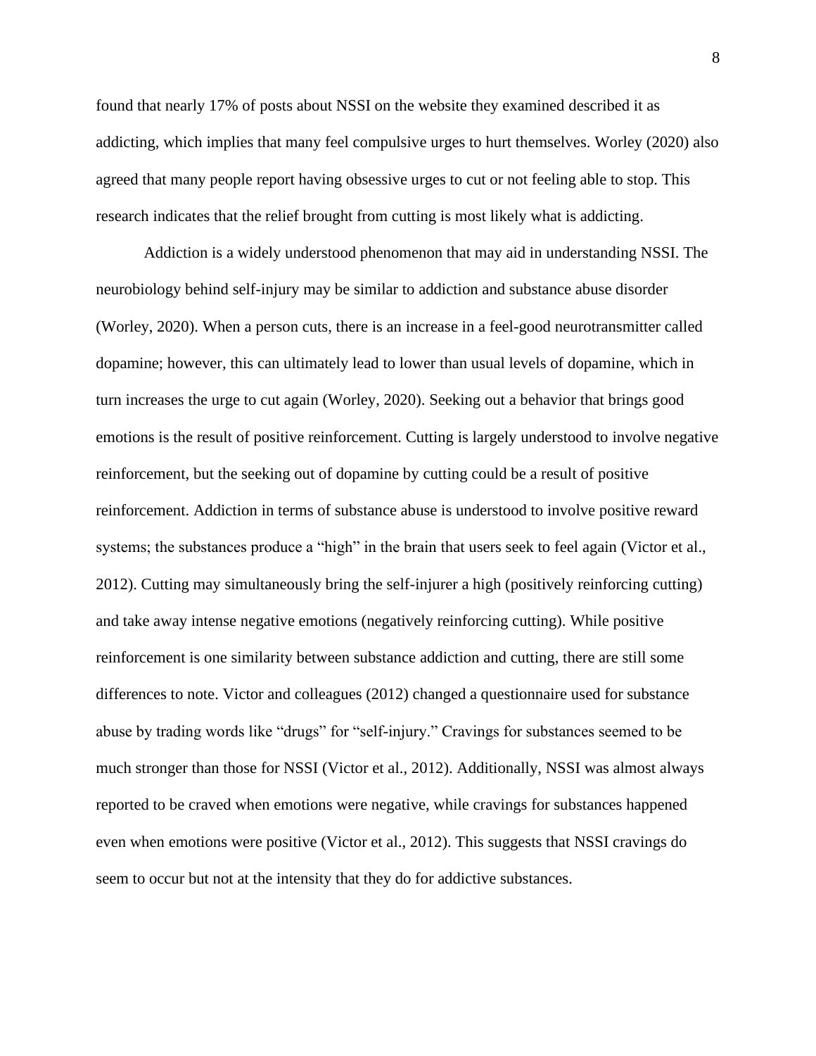found that nearly 17% of posts about NSSI on the website they examined described it as addicting, which implies that many feel compulsive urges to hurt themselves. Worley (2020) also agreed that many people report having obsessive urges to cut or not feeling able to stop. This research indicates that the relief brought from cutting is most likely what is addicting.

Addiction is a widely understood phenomenon that may aid in understanding NSSI. The neurobiology behind self-injury may be similar to addiction and substance abuse disorder (Worley, 2020). When a person cuts, there is an increase in a feel-good neurotransmitter called dopamine; however, this can ultimately lead to lower than usual levels of dopamine, which in turn increases the urge to cut again (Worley, 2020). Seeking out a behavior that brings good emotions is the result of positive reinforcement. Cutting is largely understood to involve negative reinforcement, but the seeking out of dopamine by cutting could be a result of positive reinforcement. Addiction in terms of substance abuse is understood to involve positive reward systems; the substances produce a "high" in the brain that users seek to feel again (Victor et al., 2012). Cutting may simultaneously bring the self-injurer a high (positively reinforcing cutting) and take away intense negative emotions (negatively reinforcing cutting). While positive reinforcement is one similarity between substance addiction and cutting, there are still some differences to note. Victor and colleagues (2012) changed a questionnaire used for substance abuse by trading words like "drugs" for "self-injury." Cravings for substances seemed to be much stronger than those for NSSI (Victor et al., 2012). Additionally, NSSI was almost always reported to be craved when emotions were negative, while cravings for substances happened even when emotions were positive (Victor et al., 2012). This suggests that NSSI cravings do seem to occur but not at the intensity that they do for addictive substances.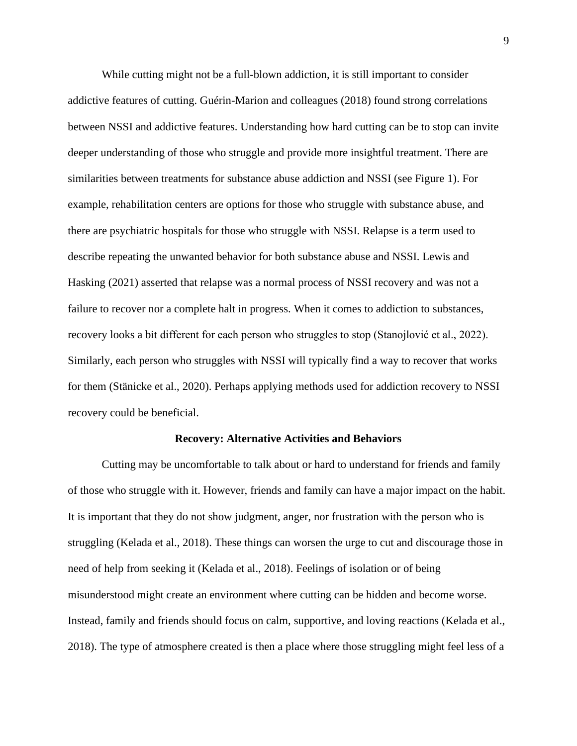While cutting might not be a full-blown addiction, it is still important to consider addictive features of cutting. Guérin-Marion and colleagues (2018) found strong correlations between NSSI and addictive features. Understanding how hard cutting can be to stop can invite deeper understanding of those who struggle and provide more insightful treatment. There are similarities between treatments for substance abuse addiction and NSSI (see Figure 1). For example, rehabilitation centers are options for those who struggle with substance abuse, and there are psychiatric hospitals for those who struggle with NSSI. Relapse is a term used to describe repeating the unwanted behavior for both substance abuse and NSSI. Lewis and Hasking (2021) asserted that relapse was a normal process of NSSI recovery and was not a failure to recover nor a complete halt in progress. When it comes to addiction to substances, recovery looks a bit different for each person who struggles to stop (Stanojlović et al., 2022). Similarly, each person who struggles with NSSI will typically find a way to recover that works for them (Stänicke et al., 2020). Perhaps applying methods used for addiction recovery to NSSI recovery could be beneficial.

## Recovery: Alternative Activities and Behaviors

Cutting may be uncomfortable to talk about or hard to understand for friends and family of those who struggle with it. However, friends and family can have a major impact on the habit. It is important that they do not show judgment, anger, nor frustration with the person who is struggling (Kelada et al., 2018). These things can worsen the urge to cut and discourage those in need of help from seeking it (Kelada et al., 2018). Feelings of isolation or of being misunderstood might create an environment where cutting can be hidden and become worse. Instead, family and friends should focus on calm, supportive, and loving reactions (Kelada et al., 2018). The type of atmosphere created is then a place where those struggling might feel less of a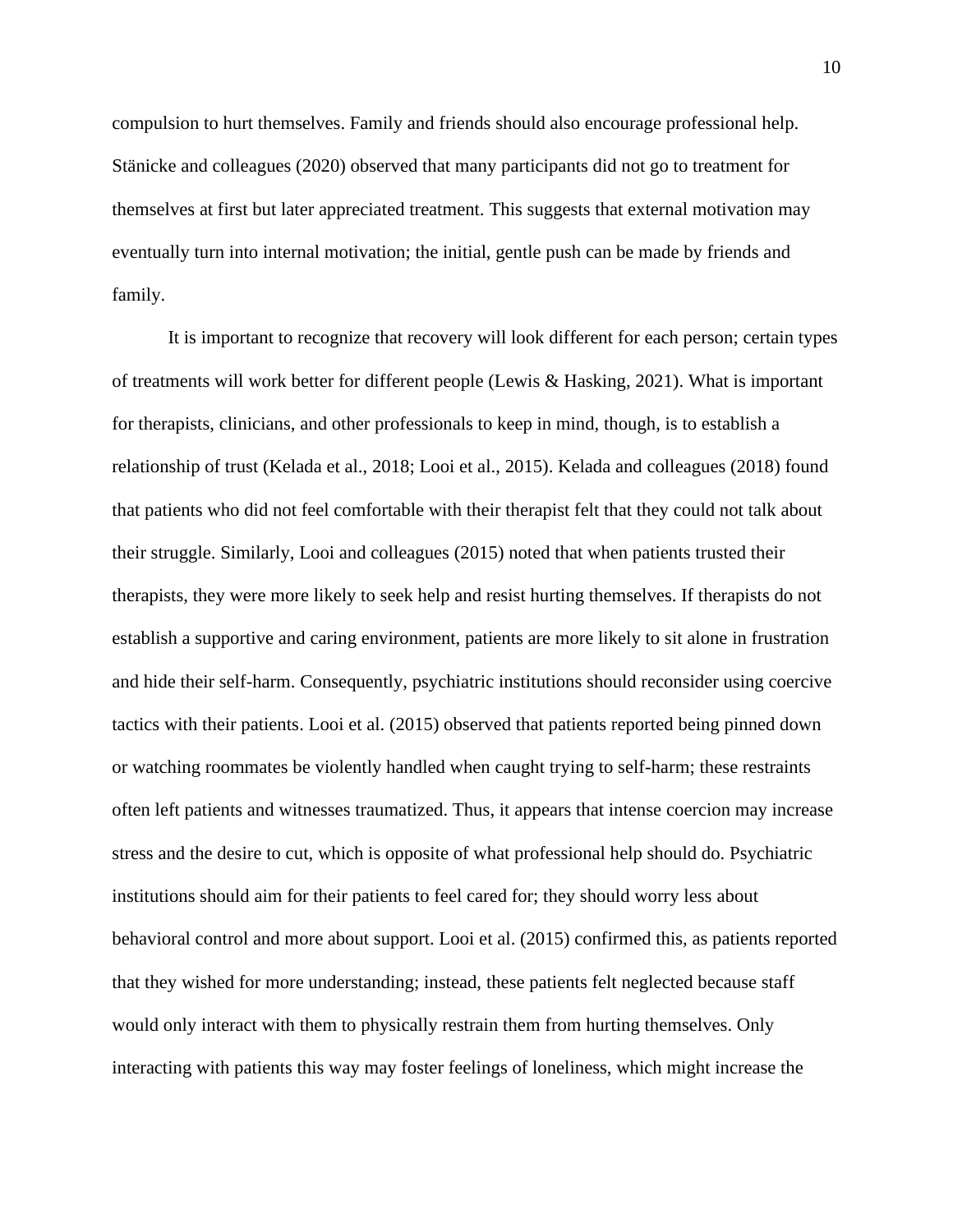compulsion to hurt themselves. Family and friends should also encourage professional help. Stänicke and colleagues (2020) observed that many participants did not go to treatment for themselves at first but later appreciated treatment. This suggests that external motivation may eventually turn into internal motivation; the initial, gentle push can be made by friends and family.

It is important to recognize that recovery will look different for each person; certain types of treatments will work better for different people (Lewis & Hasking, 2021). What is important for therapists, clinicians, and other professionals to keep in mind, though, is to establish a relationship of trust (Kelada et al., 2018; Looi et al., 2015). Kelada and colleagues (2018) found that patients who did not feel comfortable with their therapist felt that they could not talk about their struggle. Similarly, Looi and colleagues (2015) noted that when patients trusted their therapists, they were more likely to seek help and resist hurting themselves. If therapists do not establish a supportive and caring environment, patients are more likely to sit alone in frustration and hide their self-harm. Consequently, psychiatric institutions should reconsider using coercive tactics with their patients. Looi et al. (2015) observed that patients reported being pinned down or watching roommates be violently handled when caught trying to self-harm; these restraints often left patients and witnesses traumatized. Thus, it appears that intense coercion may increase stress and the desire to cut, which is opposite of what professional help should do. Psychiatric institutions should aim for their patients to feel cared for; they should worry less about behavioral control and more about support. Looi et al. (2015) confirmed this, as patients reported that they wished for more understanding; instead, these patients felt neglected because staff would only interact with them to physically restrain them from hurting themselves. Only interacting with patients this way may foster feelings of loneliness, which might increase the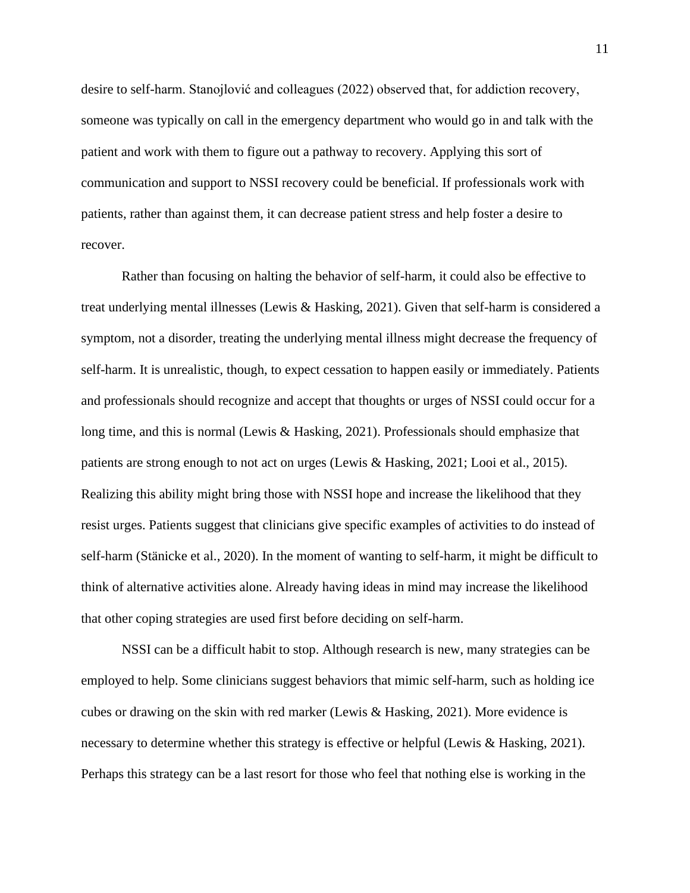desire to self-harm. Stanojlović and colleagues (2022) observed that, for addiction recovery, someone was typically on call in the emergency department who would go in and talk with the patient and work with them to figure out a pathway to recovery. Applying this sort of communication and support to NSSI recovery could be beneficial. If professionals work with patients, rather than against them, it can decrease patient stress and help foster a desire to recover.

Rather than focusing on halting the behavior of self-harm, it could also be effective to treat underlying mental illnesses (Lewis & Hasking, 2021). Given that self-harm is considered a symptom, not a disorder, treating the underlying mental illness might decrease the frequency of self-harm. It is unrealistic, though, to expect cessation to happen easily or immediately. Patients and professionals should recognize and accept that thoughts or urges of NSSI could occur for a long time, and this is normal (Lewis & Hasking, 2021). Professionals should emphasize that patients are strong enough to not act on urges (Lewis & Hasking, 2021; Looi et al., 2015). Realizing this ability might bring those with NSSI hope and increase the likelihood that they resist urges. Patients suggest that clinicians give specific examples of activities to do instead of self-harm (Stänicke et al., 2020). In the moment of wanting to self-harm, it might be difficult to think of alternative activities alone. Already having ideas in mind may increase the likelihood that other coping strategies are used first before deciding on self-harm.

NSSI can be a difficult habit to stop. Although research is new, many strategies can be employed to help. Some clinicians suggest behaviors that mimic self-harm, such as holding ice cubes or drawing on the skin with red marker (Lewis & Hasking, 2021). More evidence is necessary to determine whether this strategy is effective or helpful (Lewis & Hasking, 2021). Perhaps this strategy can be a last resort for those who feel that nothing else is working in the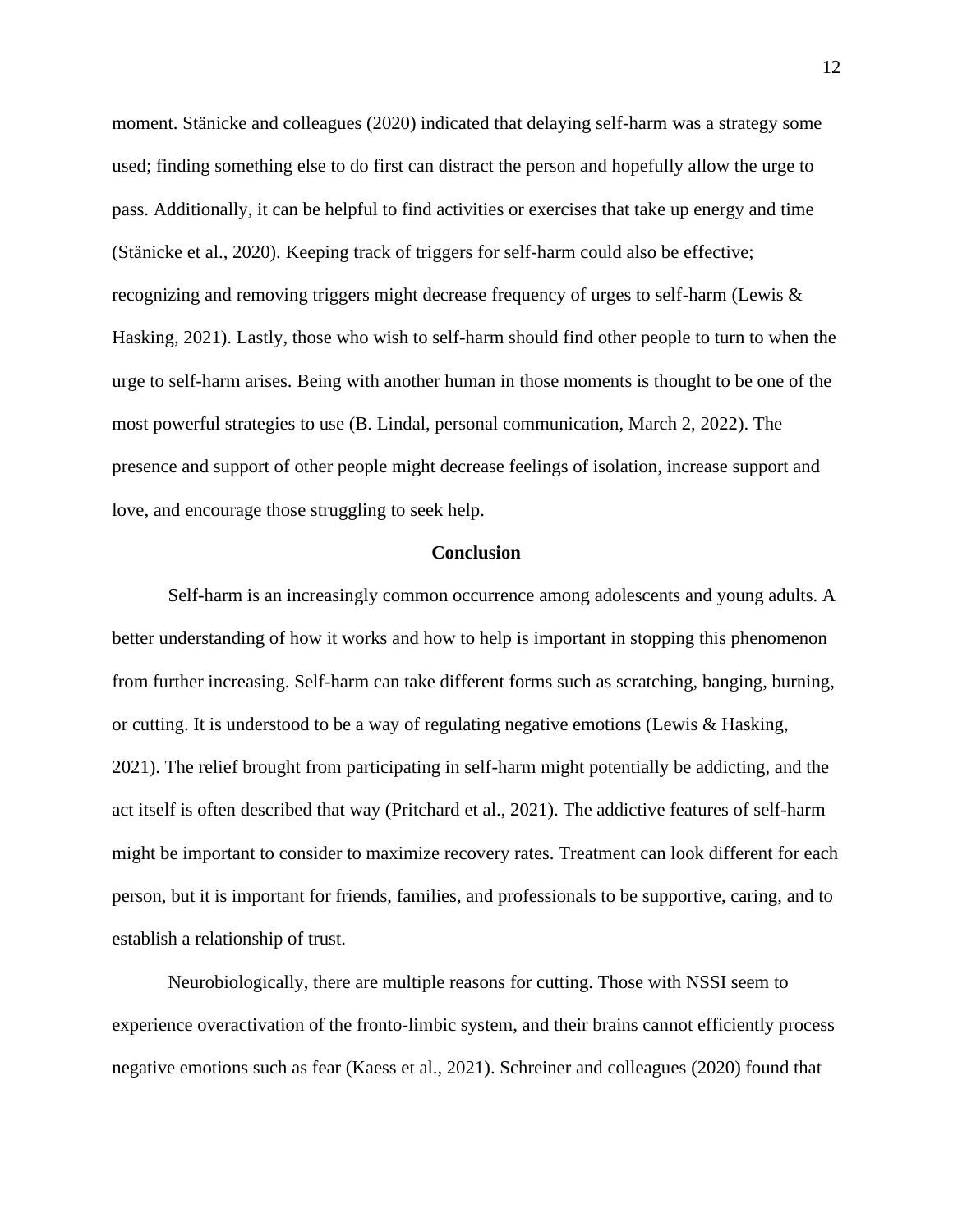moment. Stänicke and colleagues (2020) indicated that delaying self-harm was a strategy some used; finding something else to do first can distract the person and hopefully allow the urge to pass. Additionally, it can be helpful to find activities or exercises that take up energy and time (Stänicke et al., 2020). Keeping track of triggers for self-harm could also be effective; recognizing and removing triggers might decrease frequency of urges to self-harm (Lewis & Hasking, 2021). Lastly, those who wish to self-harm should find other people to turn to when the urge to self-harm arises. Being with another human in those moments is thought to be one of the most powerful strategies to use (B. Lindal, personal communication, March 2, 2022). The presence and support of other people might decrease feelings of isolation, increase support and love, and encourage those struggling to seek help.

## Conclusion

Self-harm is an increasingly common occurrence among adolescents and young adults. A better understanding of how it works and how to help is important in stopping this phenomenon from further increasing. Self-harm can take different forms such as scratching, banging, burning, or cutting. It is understood to be a way of regulating negative emotions (Lewis & Hasking, 2021). The relief brought from participating in self-harm might potentially be addicting, and the act itself is often described that way (Pritchard et al., 2021). The addictive features of self-harm might be important to consider to maximize recovery rates. Treatment can look different for each person, but it is important for friends, families, and professionals to be supportive, caring, and to establish a relationship of trust.

Neurobiologically, there are multiple reasons for cutting. Those with NSSI seem to experience overactivation of the fronto-limbic system, and their brains cannot efficiently process negative emotions such as fear (Kaess et al., 2021). Schreiner and colleagues (2020) found that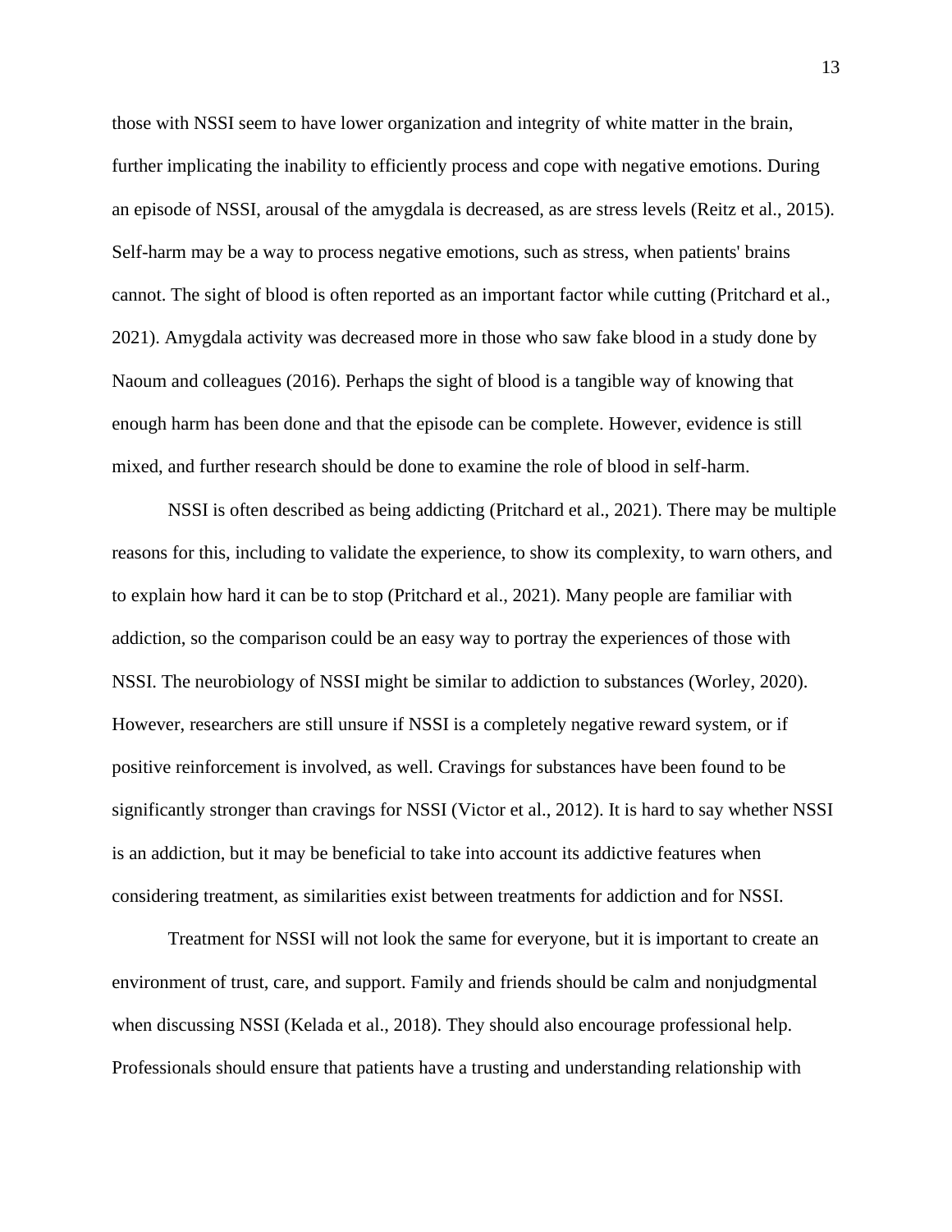those with NSSI seem to have lower organization and integrity of white matter in the brain, further implicating the inability to efficiently process and cope with negative emotions. During an episode of NSSI, arousal of the amygdala is decreased, as are stress levels (Reitz et al., 2015). Self-harm may be a way to process negative emotions, such as stress, when patients' brains cannot. The sight of blood is often reported as an important factor while cutting (Pritchard et al., 2021). Amygdala activity was decreased more in those who saw fake blood in a study done by Naoum and colleagues (2016). Perhaps the sight of blood is a tangible way of knowing that enough harm has been done and that the episode can be complete. However, evidence is still mixed, and further research should be done to examine the role of blood in self-harm.

NSSI is often described as being addicting (Pritchard et al., 2021). There may be multiple reasons for this, including to validate the experience, to show its complexity, to warn others, and to explain how hard it can be to stop (Pritchard et al., 2021). Many people are familiar with addiction, so the comparison could be an easy way to portray the experiences of those with NSSI. The neurobiology of NSSI might be similar to addiction to substances (Worley, 2020). However, researchers are still unsure if NSSI is a completely negative reward system, or if positive reinforcement is involved, as well. Cravings for substances have been found to be significantly stronger than cravings for NSSI (Victor et al., 2012). It is hard to say whether NSSI is an addiction, but it may be beneficial to take into account its addictive features when considering treatment, as similarities exist between treatments for addiction and for NSSI.

Treatment for NSSI will not look the same for everyone, but it is important to create an environment of trust, care, and support. Family and friends should be calm and nonjudgmental when discussing NSSI (Kelada et al., 2018). They should also encourage professional help. Professionals should ensure that patients have a trusting and understanding relationship with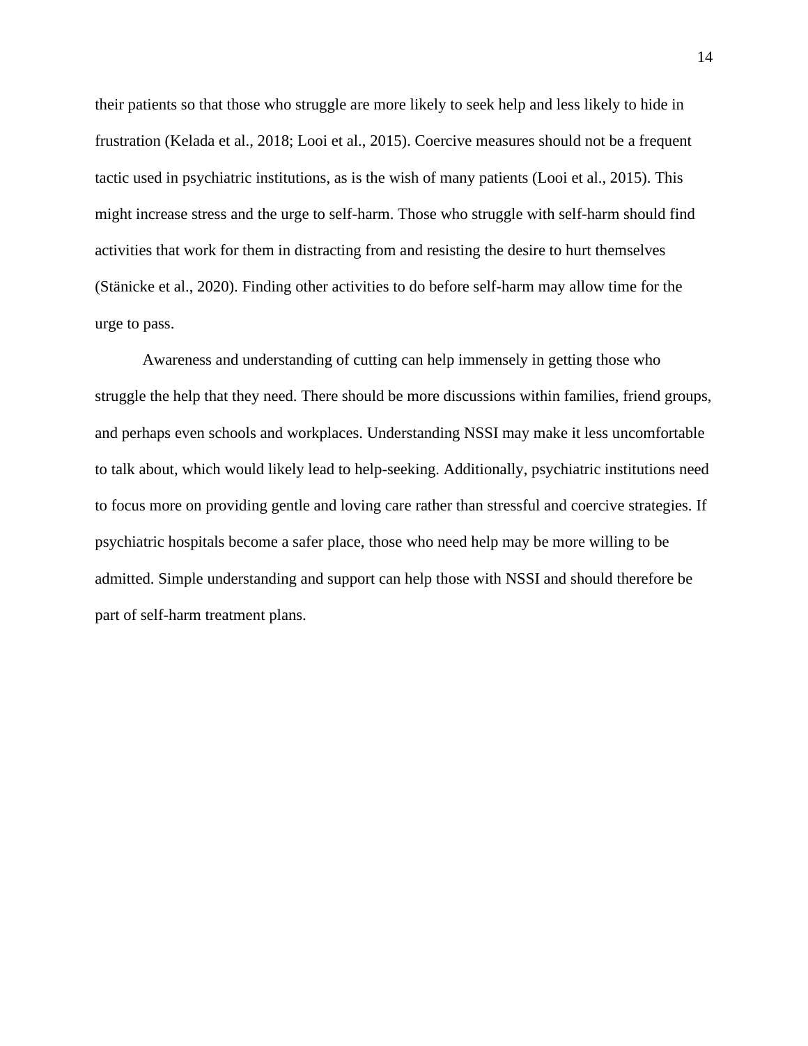their patients so that those who struggle are more likely to seek help and less likely to hide in frustration (Kelada et al., 2018; Looi et al., 2015). Coercive measures should not be a frequent tactic used in psychiatric institutions, as is the wish of many patients (Looi et al., 2015). This might increase stress and the urge to self-harm. Those who struggle with self-harm should find activities that work for them in distracting from and resisting the desire to hurt themselves (Stänicke et al., 2020). Finding other activities to do before self-harm may allow time for the urge to pass.

Awareness and understanding of cutting can help immensely in getting those who struggle the help that they need. There should be more discussions within families, friend groups, and perhaps even schools and workplaces. Understanding NSSI may make it less uncomfortable to talk about, which would likely lead to help-seeking. Additionally, psychiatric institutions need to focus more on providing gentle and loving care rather than stressful and coercive strategies. If psychiatric hospitals become a safer place, those who need help may be more willing to be admitted. Simple understanding and support can help those with NSSI and should therefore be part of self-harm treatment plans.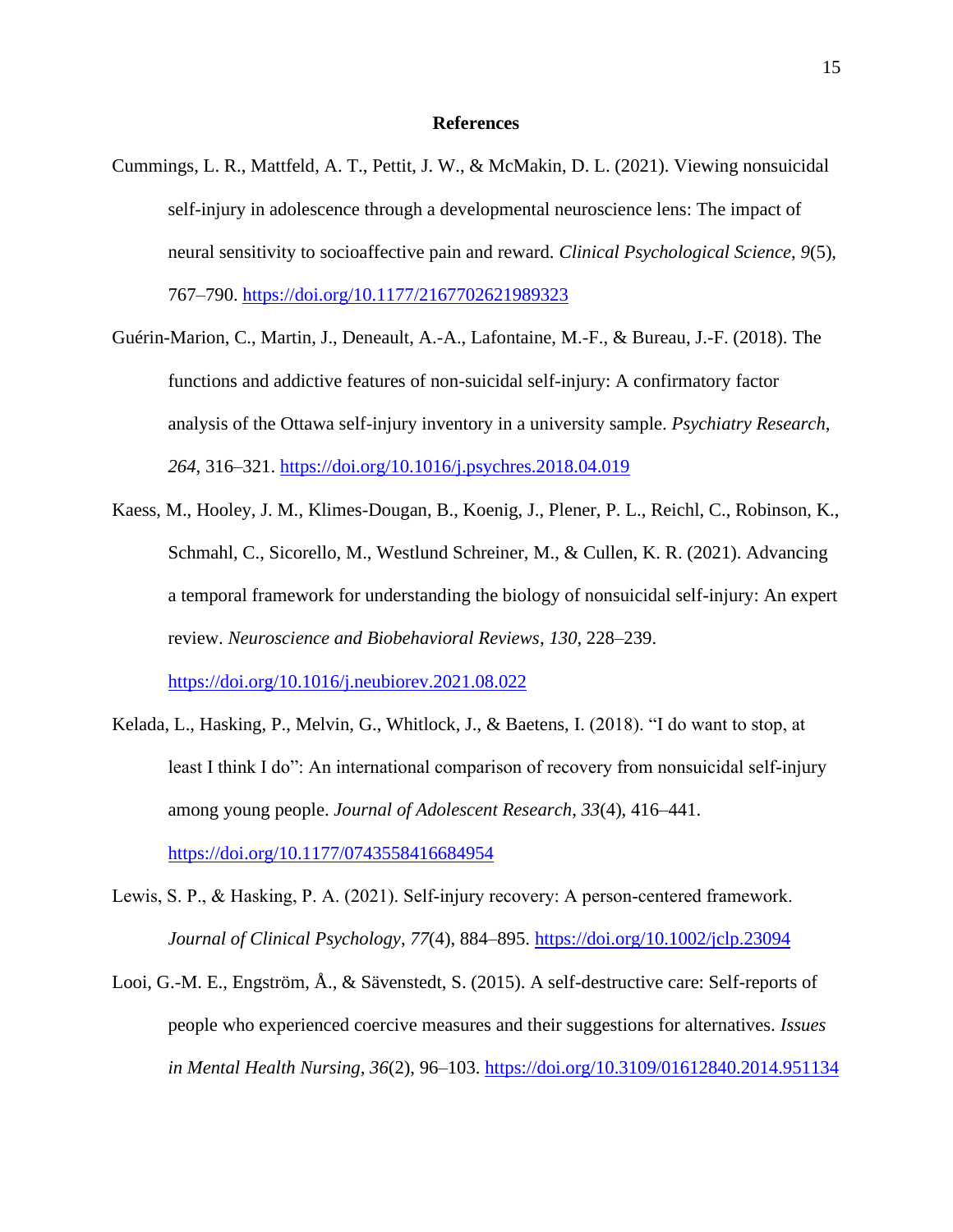## References

Cummings, L. R., Mattfeld, A. T., Pettit, J. W., & McMakin, D. L. (2021). Viewing nonsuicidal self-injury in adolescence through a developmental neuroscience lens: The impact of neural sensitivity to socioaffective pain and reward. *Clinical Psychological Science*, *9*(5), 767–790. https://doi.org/10.1177/2167702621989323

Guérin-Marion, C., Martin, J., Deneault, A.-A., Lafontaine, M.-F., & Bureau, J.-F. (2018). The functions and addictive features of non-suicidal self-injury: A confirmatory factor analysis of the Ottawa self-injury inventory in a university sample. *Psychiatry Research*, *264*, 316–321. https://doi.org/10.1016/j.psychres.2018.04.019

Kaess, M., Hooley, J. M., Klimes-Dougan, B., Koenig, J., Plener, P. L., Reichl, C., Robinson, K., Schmahl, C., Sicorello, M., Westlund Schreiner, M., & Cullen, K. R. (2021). Advancing a temporal framework for understanding the biology of nonsuicidal self-injury: An expert review. *Neuroscience and Biobehavioral Reviews*, *130*, 228–239. https://doi.org/10.1016/j.neubiorev.2021.08.022

Kelada, L., Hasking, P., Melvin, G., Whitlock, J., & Baetens, I. (2018). "I do want to stop, at least I think I do": An international comparison of recovery from nonsuicidal self-injury among young people. *Journal of Adolescent Research*, *33*(4), 416–441. https://doi.org/10.1177/0743558416684954

Lewis, S. P., & Hasking, P. A. (2021). Self-injury recovery: A person-centered framework. *Journal of Clinical Psychology*, *77*(4), 884–895. https://doi.org/10.1002/jclp.23094

Looi, G.-M. E., Engström, Å., & Sävenstedt, S. (2015). A self-destructive care: Self-reports of people who experienced coercive measures and their suggestions for alternatives. *Issues in Mental Health Nursing, 36*(2), 96–103. https://doi.org/10.3109/01612840.2014.951134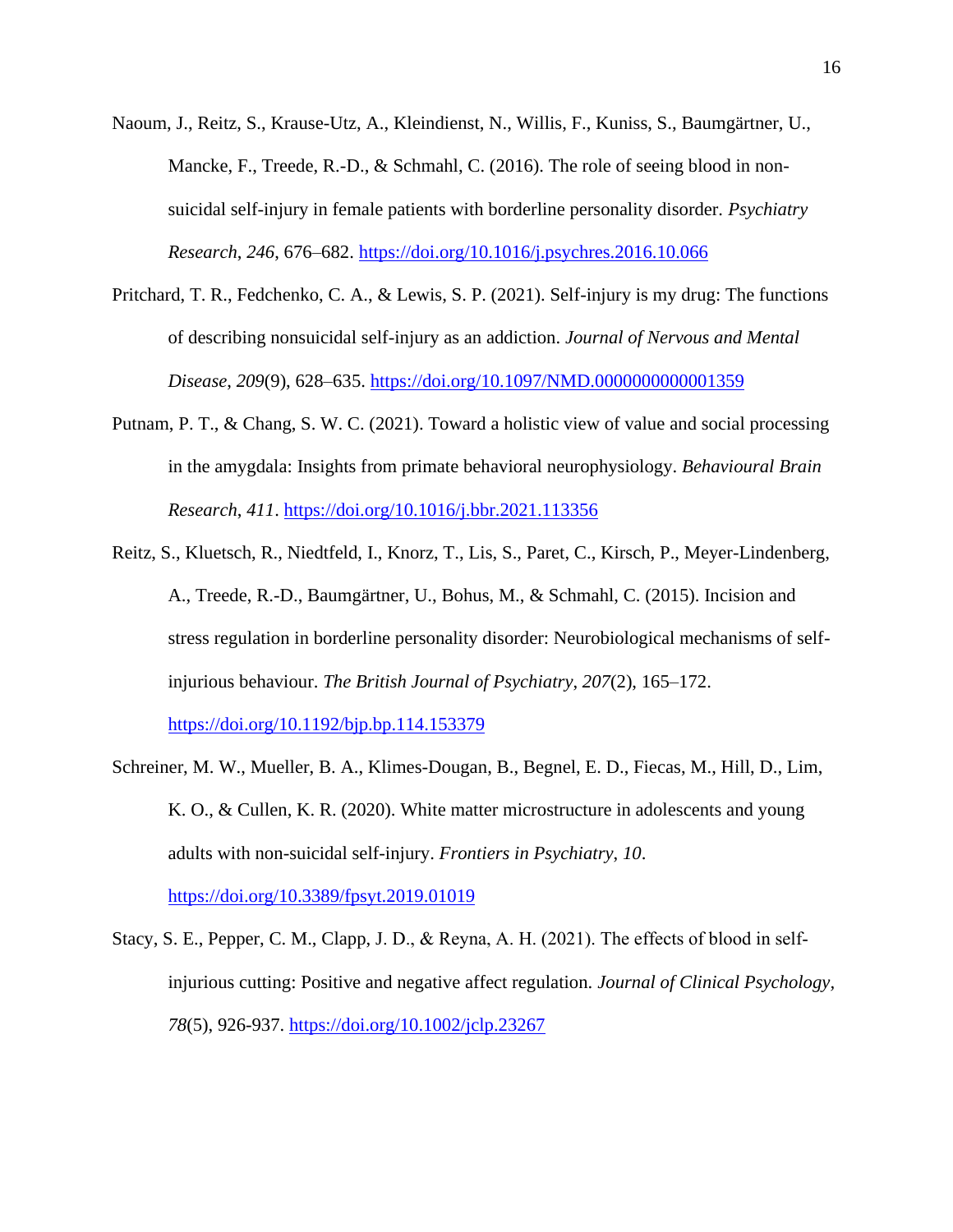Naoum, J., Reitz, S., Krause-Utz, A., Kleindienst, N., Willis, F., Kuniss, S., Baumgärtner, U., Mancke, F., Treede, R.-D., & Schmahl, C. (2016). The role of seeing blood in non-suicidal self-injury in female patients with borderline personality disorder. *Psychiatry Research*, *246*, 676–682. https://doi.org/10.1016/j.psychres.2016.10.066

Pritchard, T. R., Fedchenko, C. A., & Lewis, S. P. (2021). Self-injury is my drug: The functions of describing nonsuicidal self-injury as an addiction. *Journal of Nervous and Mental Disease*, *209*(9), 628–635. https://doi.org/10.1097/NMD.0000000000001359

Putnam, P. T., & Chang, S. W. C. (2021). Toward a holistic view of value and social processing in the amygdala: Insights from primate behavioral neurophysiology. *Behavioural Brain Research*, *411*. https://doi.org/10.1016/j.bbr.2021.113356

Reitz, S., Kluetsch, R., Niedtfeld, I., Knorz, T., Lis, S., Paret, C., Kirsch, P., Meyer-Lindenberg, A., Treede, R.-D., Baumgärtner, U., Bohus, M., & Schmahl, C. (2015). Incision and stress regulation in borderline personality disorder: Neurobiological mechanisms of self-injurious behaviour. *The British Journal of Psychiatry*, *207*(2), 165–172. https://doi.org/10.1192/bjp.bp.114.153379

Schreiner, M. W., Mueller, B. A., Klimes-Dougan, B., Begnel, E. D., Fiecas, M., Hill, D., Lim, K. O., & Cullen, K. R. (2020). White matter microstructure in adolescents and young adults with non-suicidal self-injury. *Frontiers in Psychiatry*, *10*. https://doi.org/10.3389/fpsyt.2019.01019

Stacy, S. E., Pepper, C. M., Clapp, J. D., & Reyna, A. H. (2021). The effects of blood in self-injurious cutting: Positive and negative affect regulation. *Journal of Clinical Psychology*, *78*(5), 926-937. https://doi.org/10.1002/jclp.23267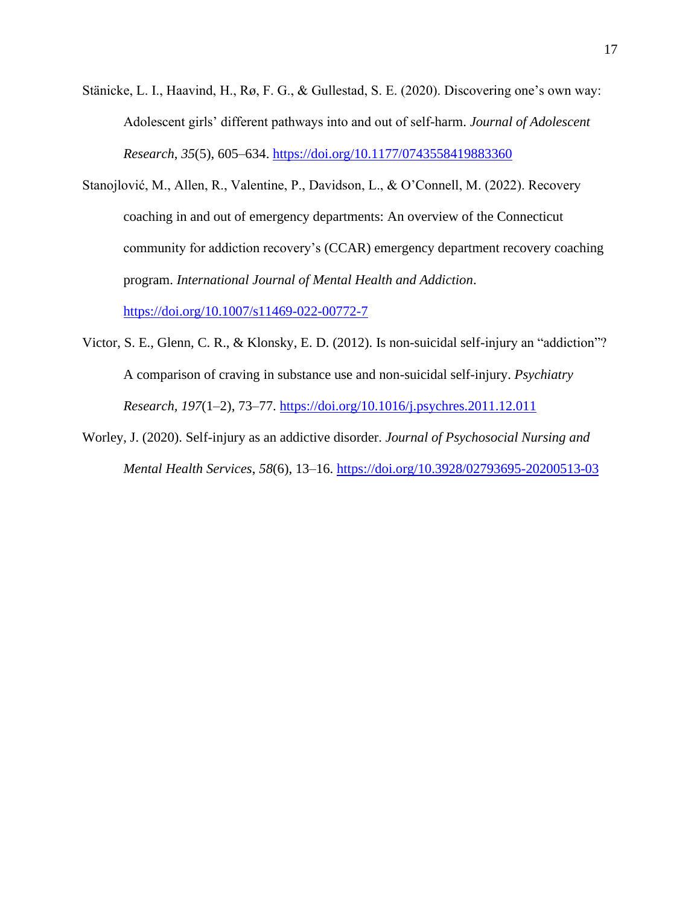Stänicke, L. I., Haavind, H., Rø, F. G., & Gullestad, S. E. (2020). Discovering one's own way: Adolescent girls' different pathways into and out of self-harm. *Journal of Adolescent Research*, *35*(5), 605–634. https://doi.org/10.1177/0743558419883360

Stanojlović, M., Allen, R., Valentine, P., Davidson, L., & O'Connell, M. (2022). Recovery coaching in and out of emergency departments: An overview of the Connecticut community for addiction recovery's (CCAR) emergency department recovery coaching program. *International Journal of Mental Health and Addiction*. https://doi.org/10.1007/s11469-022-00772-7

Victor, S. E., Glenn, C. R., & Klonsky, E. D. (2012). Is non-suicidal self-injury an "addiction"? A comparison of craving in substance use and non-suicidal self-injury. *Psychiatry Research*, *197*(1–2), 73–77. https://doi.org/10.1016/j.psychres.2011.12.011

Worley, J. (2020). Self-injury as an addictive disorder. *Journal of Psychosocial Nursing and Mental Health Services*, *58*(6), 13–16. https://doi.org/10.3928/02793695-20200513-03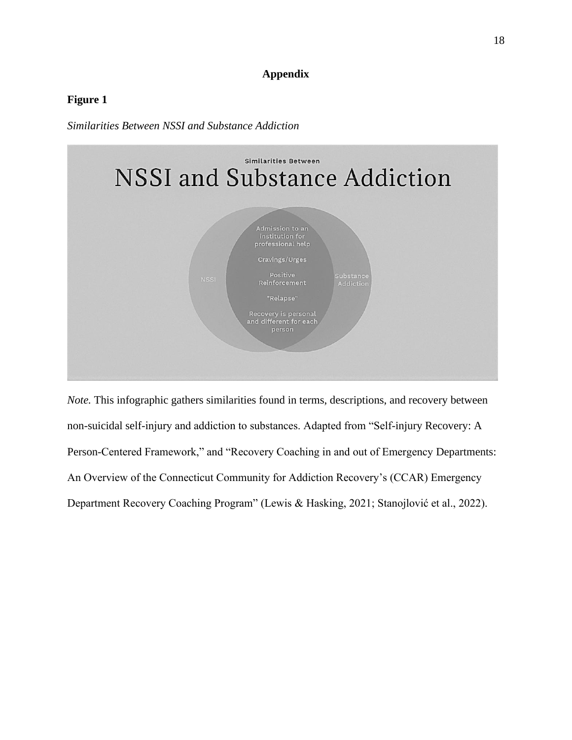# Appendix

## Figure 1

*Similarities Between NSSI and Substance Addiction*

Similarities Between

NSSI and Substance Addiction

NSSI

Substance Addiction

Admission to an institution for professional help

Cravings/Urges

Positive Reinforcement

"Relapse"

Recovery is personal and different for each person

*Note.* This infographic gathers similarities found in terms, descriptions, and recovery between non-suicidal self-injury and addiction to substances. Adapted from "Self-injury Recovery: A Person-Centered Framework," and "Recovery Coaching in and out of Emergency Departments: An Overview of the Connecticut Community for Addiction Recovery's (CCAR) Emergency Department Recovery Coaching Program" (Lewis & Hasking, 2021; Stanojlović et al., 2022).